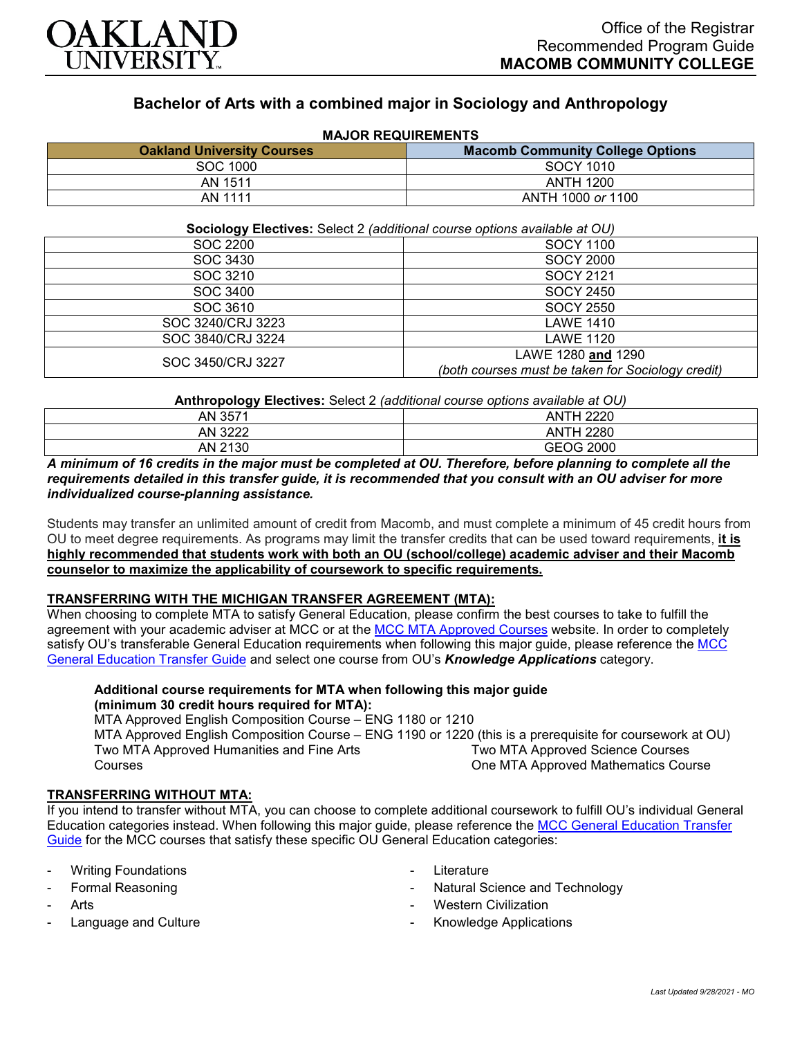OAKLAND UNIVERSITY

Office of the Registrar
Recommended Program Guide
**MACOMB COMMUNITY COLLEGE**

## Bachelor of Arts with a combined major in Sociology and Anthropology

**MAJOR REQUIREMENTS**

| Oakland University Courses | Macomb Community College Options |
|---|---|
| SOC 1000 | SOCY 1010 |
| AN 1511 | ANTH 1200 |
| AN 1111 | ANTH 1000 *or* 1100 |

**Sociology Electives:** Select 2 *(additional course options available at OU)*

| | |
|---|---|
| SOC 2200 | SOCY 1100 |
| SOC 3430 | SOCY 2000 |
| SOC 3210 | SOCY 2121 |
| SOC 3400 | SOCY 2450 |
| SOC 3610 | SOCY 2550 |
| SOC 3240/CRJ 3223 | LAWE 1410 |
| SOC 3840/CRJ 3224 | LAWE 1120 |
| SOC 3450/CRJ 3227 | LAWE 1280 **and** 1290 *(both courses must be taken for Sociology credit)* |

**Anthropology Electives:** Select 2 *(additional course options available at OU)*

| | |
|---|---|
| AN 3571 | ANTH 2220 |
| AN 3222 | ANTH 2280 |
| AN 2130 | GEOG 2000 |

***A minimum of 16 credits in the major must be completed at OU. Therefore, before planning to complete all the requirements detailed in this transfer guide, it is recommended that you consult with an OU adviser for more individualized course-planning assistance.***

Students may transfer an unlimited amount of credit from Macomb, and must complete a minimum of 45 credit hours from OU to meet degree requirements. As programs may limit the transfer credits that can be used toward requirements, **it is highly recommended that students work with both an OU (school/college) academic adviser and their Macomb counselor to maximize the applicability of coursework to specific requirements.**

### TRANSFERRING WITH THE MICHIGAN TRANSFER AGREEMENT (MTA):

When choosing to complete MTA to satisfy General Education, please confirm the best courses to take to fulfill the agreement with your academic adviser at MCC or at the MCC MTA Approved Courses website. In order to completely satisfy OU's transferable General Education requirements when following this major guide, please reference the MCC General Education Transfer Guide and select one course from OU's ***Knowledge Applications*** category.

**Additional course requirements for MTA when following this major guide (minimum 30 credit hours required for MTA):**

MTA Approved English Composition Course – ENG 1180 or 1210
MTA Approved English Composition Course – ENG 1190 or 1220 (this is a prerequisite for coursework at OU)
Two MTA Approved Humanities and Fine Arts Courses
Two MTA Approved Science Courses
One MTA Approved Mathematics Course

### TRANSFERRING WITHOUT MTA:

If you intend to transfer without MTA, you can choose to complete additional coursework to fulfill OU's individual General Education categories instead. When following this major guide, please reference the MCC General Education Transfer Guide for the MCC courses that satisfy these specific OU General Education categories:

- Writing Foundations
- Formal Reasoning
- Arts
- Language and Culture
- Literature
- Natural Science and Technology
- Western Civilization
- Knowledge Applications

*Last Updated 9/28/2021 - MO*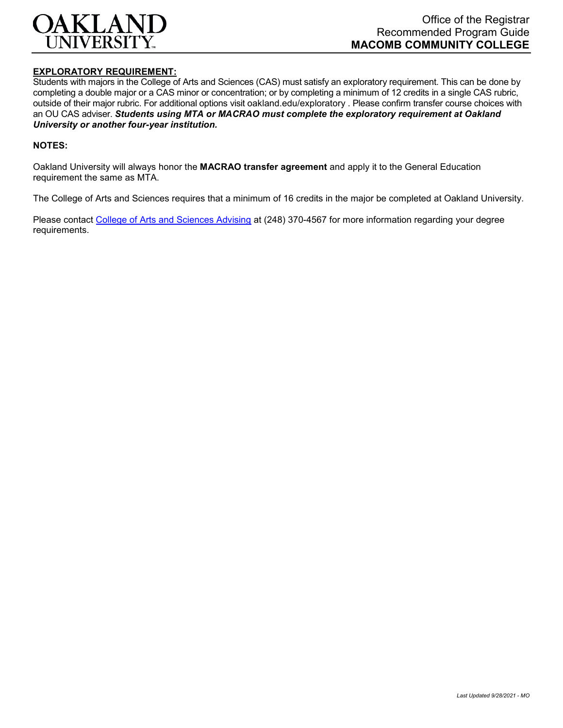**EXPLORATORY REQUIREMENT:**

Students with majors in the College of Arts and Sciences (CAS) must satisfy an exploratory requirement. This can be done by completing a double major or a CAS minor or concentration; or by completing a minimum of 12 credits in a single CAS rubric, outside of their major rubric. For additional options visit oakland.edu/exploratory . Please confirm transfer course choices with an OU CAS adviser. ***Students using MTA or MACRAO must complete the exploratory requirement at Oakland University or another four-year institution.***

**NOTES:**

Oakland University will always honor the **MACRAO transfer agreement** and apply it to the General Education requirement the same as MTA.

The College of Arts and Sciences requires that a minimum of 16 credits in the major be completed at Oakland University.

Please contact College of Arts and Sciences Advising at (248) 370-4567 for more information regarding your degree requirements.

*Last Updated 9/28/2021 - MO*